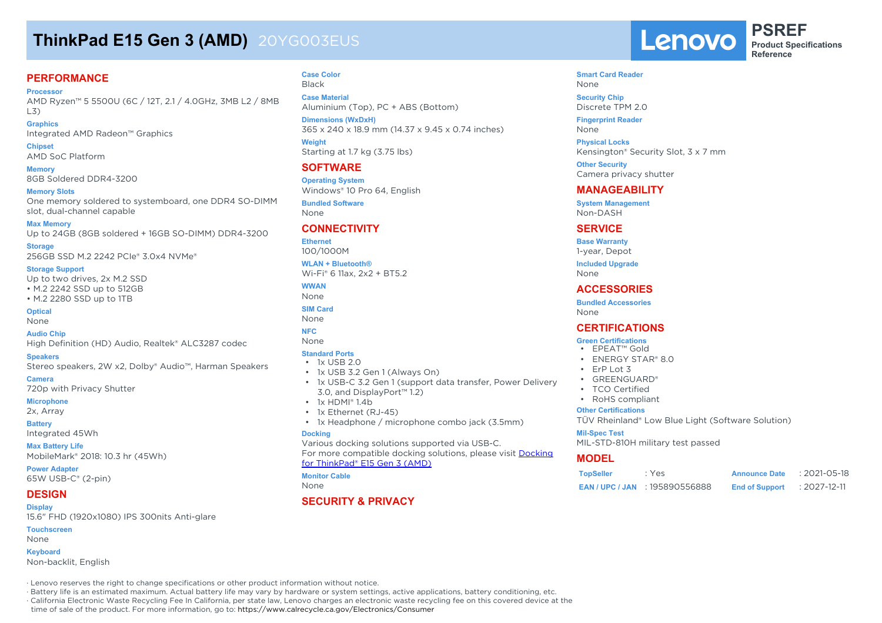# ThinkPad E15 Gen 3 (AMD) 20YG003EUS

**Lenovo** PSREF Product Specifications Reference

## PERFORMANCE

**Processor**
AMD Ryzen™ 5 5500U (6C / 12T, 2.1 / 4.0GHz, 3MB L2 / 8MB L3)

**Graphics**
Integrated AMD Radeon™ Graphics

**Chipset**
AMD SoC Platform

**Memory**
8GB Soldered DDR4-3200

**Memory Slots**
One memory soldered to systemboard, one DDR4 SO-DIMM slot, dual-channel capable

**Max Memory**
Up to 24GB (8GB soldered + 16GB SO-DIMM) DDR4-3200

**Storage**
256GB SSD M.2 2242 PCIe® 3.0x4 NVMe®

**Storage Support**
Up to two drives, 2x M.2 SSD
• M.2 2242 SSD up to 512GB
• M.2 2280 SSD up to 1TB

**Optical**
None

**Audio Chip**
High Definition (HD) Audio, Realtek® ALC3287 codec

**Speakers**
Stereo speakers, 2W x2, Dolby® Audio™, Harman Speakers

**Camera**
720p with Privacy Shutter

**Microphone**
2x, Array

**Battery**
Integrated 45Wh

**Max Battery Life**
MobileMark® 2018: 10.3 hr (45Wh)

**Power Adapter**
65W USB-C® (2-pin)

## DESIGN

**Display**
15.6" FHD (1920x1080) IPS 300nits Anti-glare

**Touchscreen**
None

**Keyboard**
Non-backlit, English

**Case Color**
Black

**Case Material**
Aluminium (Top), PC + ABS (Bottom)

**Dimensions (WxDxH)**
365 x 240 x 18.9 mm (14.37 x 9.45 x 0.74 inches)

**Weight**
Starting at 1.7 kg (3.75 lbs)

## SOFTWARE

**Operating System**
Windows® 10 Pro 64, English

**Bundled Software**
None

## CONNECTIVITY

**Ethernet**
100/1000M

**WLAN + Bluetooth®**
Wi-Fi® 6 11ax, 2x2 + BT5.2

**WWAN**
None

**SIM Card**
None

**NFC**
None

**Standard Ports**
- 1x USB 2.0
- 1x USB 3.2 Gen 1 (Always On)
- 1x USB-C 3.2 Gen 1 (support data transfer, Power Delivery 3.0, and DisplayPort™ 1.2)
- 1x HDMI® 1.4b
- 1x Ethernet (RJ-45)
- 1x Headphone / microphone combo jack (3.5mm)

**Docking**
Various docking solutions supported via USB-C.
For more compatible docking solutions, please visit Docking for ThinkPad® E15 Gen 3 (AMD)

**Monitor Cable**
None

## SECURITY & PRIVACY

**Smart Card Reader**
None

**Security Chip**
Discrete TPM 2.0

**Fingerprint Reader**
None

**Physical Locks**
Kensington® Security Slot, 3 x 7 mm

**Other Security**
Camera privacy shutter

## MANAGEABILITY

**System Management**
Non-DASH

## SERVICE

**Base Warranty**
1-year, Depot

**Included Upgrade**
None

## ACCESSORIES

**Bundled Accessories**
None

## CERTIFICATIONS

**Green Certifications**
- EPEAT™ Gold
- ENERGY STAR® 8.0
- ErP Lot 3
- GREENGUARD®
- TCO Certified
- RoHS compliant

**Other Certifications**
TÜV Rheinland® Low Blue Light (Software Solution)

**Mil-Spec Test**
MIL-STD-810H military test passed

## MODEL

| | | | |
|---|---|---|---|
| **TopSeller** | : Yes | **Announce Date** | : 2021-05-18 |
| **EAN / UPC / JAN** | : 195890556888 | **End of Support** | : 2027-12-11 |

· Lenovo reserves the right to change specifications or other product information without notice.
· Battery life is an estimated maximum. Actual battery life may vary by hardware or system settings, active applications, battery conditioning, etc.
· California Electronic Waste Recycling Fee In California, per state law, Lenovo charges an electronic waste recycling fee on this covered device at the time of sale of the product. For more information, go to: https://www.calrecycle.ca.gov/Electronics/Consumer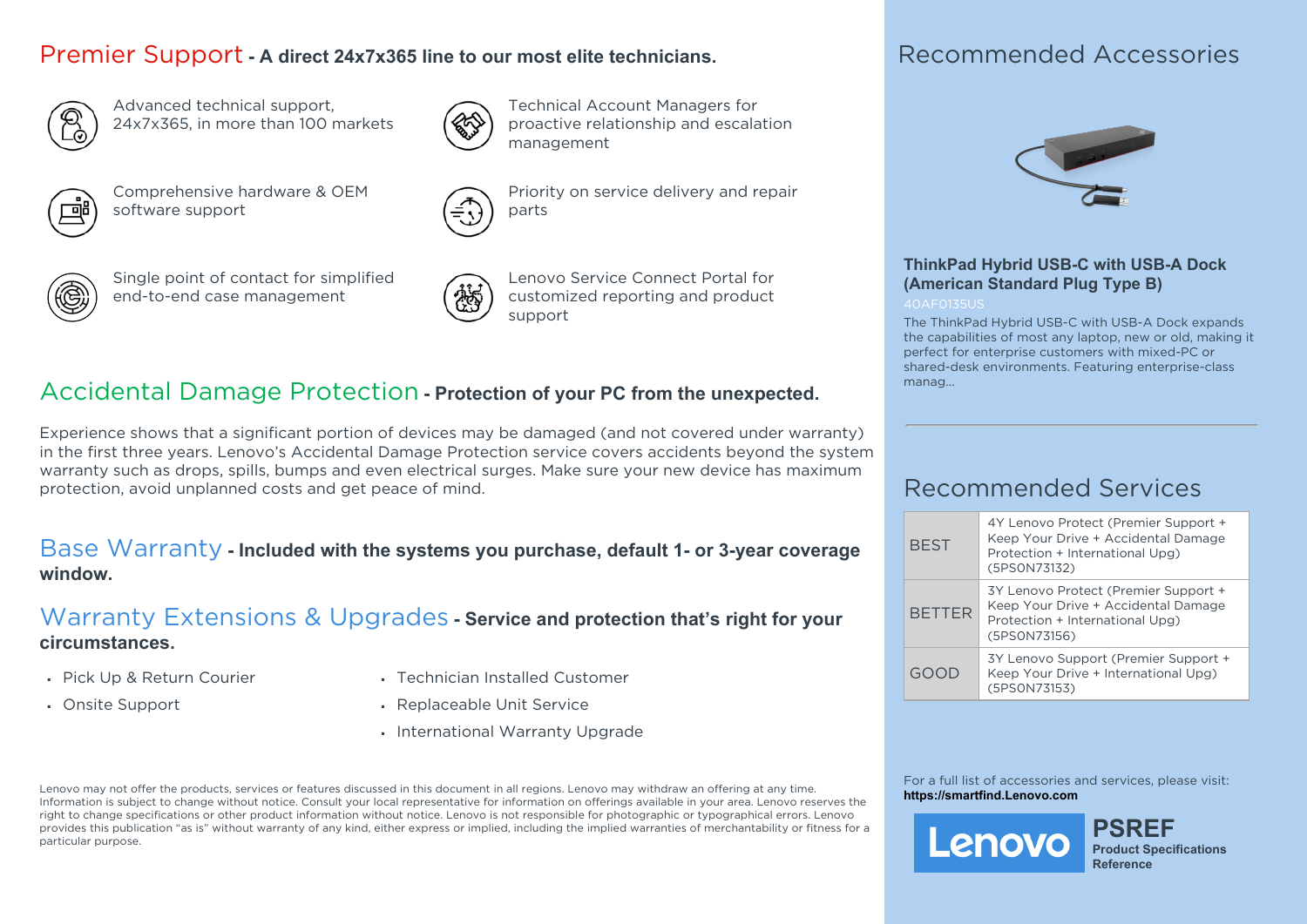## Premier Support - A direct 24x7x365 line to our most elite technicians.

Advanced technical support, 24x7x365, in more than 100 markets

Technical Account Managers for proactive relationship and escalation management

Comprehensive hardware & OEM software support

Priority on service delivery and repair parts

Single point of contact for simplified end-to-end case management

Lenovo Service Connect Portal for customized reporting and product support

## Accidental Damage Protection - Protection of your PC from the unexpected.

Experience shows that a significant portion of devices may be damaged (and not covered under warranty) in the first three years. Lenovo's Accidental Damage Protection service covers accidents beyond the system warranty such as drops, spills, bumps and even electrical surges. Make sure your new device has maximum protection, avoid unplanned costs and get peace of mind.

## Base Warranty - Included with the systems you purchase, default 1- or 3-year coverage window.

## Warranty Extensions & Upgrades - Service and protection that's right for your circumstances.

- Pick Up & Return Courier
- Onsite Support
- Technician Installed Customer
- Replaceable Unit Service
- International Warranty Upgrade

Lenovo may not offer the products, services or features discussed in this document in all regions. Lenovo may withdraw an offering at any time. Information is subject to change without notice. Consult your local representative for information on offerings available in your area. Lenovo reserves the right to change specifications or other product information without notice. Lenovo is not responsible for photographic or typographical errors. Lenovo provides this publication "as is" without warranty of any kind, either express or implied, including the implied warranties of merchantability or fitness for a particular purpose.

## Recommended Accessories

**ThinkPad Hybrid USB-C with USB-A Dock (American Standard Plug Type B)**

40AF0135US

The ThinkPad Hybrid USB-C with USB-A Dock expands the capabilities of most any laptop, new or old, making it perfect for enterprise customers with mixed-PC or shared-desk environments. Featuring enterprise-class manag...

## Recommended Services

| | |
|---|---|
| BEST | 4Y Lenovo Protect (Premier Support + Keep Your Drive + Accidental Damage Protection + International Upg) (5PS0N73132) |
| BETTER | 3Y Lenovo Protect (Premier Support + Keep Your Drive + Accidental Damage Protection + International Upg) (5PS0N73156) |
| GOOD | 3Y Lenovo Support (Premier Support + Keep Your Drive + International Upg) (5PS0N73153) |

For a full list of accessories and services, please visit: **https://smartfind.Lenovo.com**

Lenovo **PSREF** Product Specifications Reference